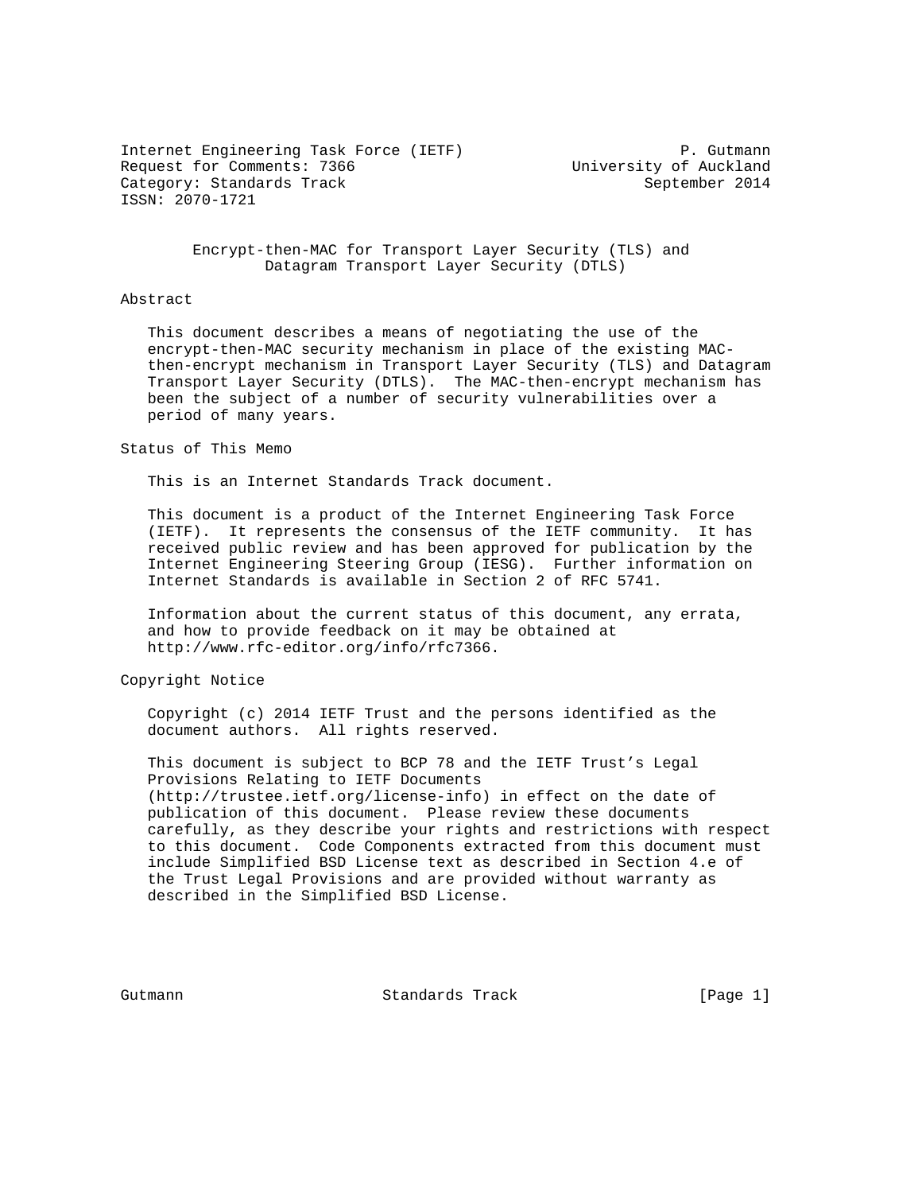Internet Engineering Task Force (IETF) P. Gutmann
Request for Comments: 7366 University of Auckland
Category: Standards Track September 2014
ISSN: 2070-1721

# Encrypt-then-MAC for Transport Layer Security (TLS) and Datagram Transport Layer Security (DTLS)

## Abstract

This document describes a means of negotiating the use of the encrypt-then-MAC security mechanism in place of the existing MAC-then-encrypt mechanism in Transport Layer Security (TLS) and Datagram Transport Layer Security (DTLS). The MAC-then-encrypt mechanism has been the subject of a number of security vulnerabilities over a period of many years.

## Status of This Memo

This is an Internet Standards Track document.

This document is a product of the Internet Engineering Task Force (IETF). It represents the consensus of the IETF community. It has received public review and has been approved for publication by the Internet Engineering Steering Group (IESG). Further information on Internet Standards is available in Section 2 of RFC 5741.

Information about the current status of this document, any errata, and how to provide feedback on it may be obtained at http://www.rfc-editor.org/info/rfc7366.

## Copyright Notice

Copyright (c) 2014 IETF Trust and the persons identified as the document authors. All rights reserved.

This document is subject to BCP 78 and the IETF Trust's Legal Provisions Relating to IETF Documents (http://trustee.ietf.org/license-info) in effect on the date of publication of this document. Please review these documents carefully, as they describe your rights and restrictions with respect to this document. Code Components extracted from this document must include Simplified BSD License text as described in Section 4.e of the Trust Legal Provisions and are provided without warranty as described in the Simplified BSD License.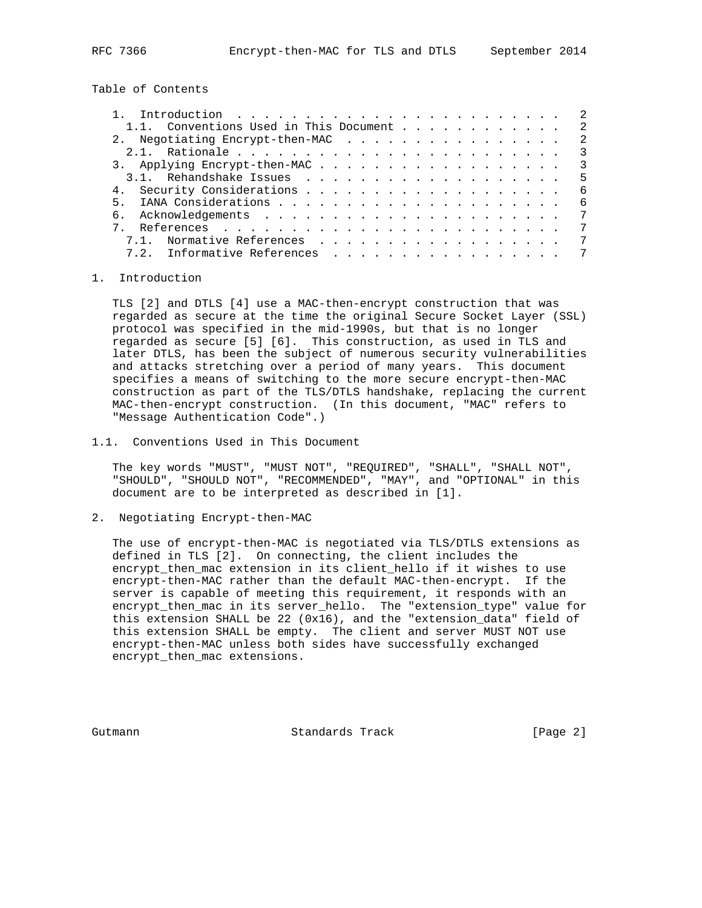Table of Contents

```
   1.  Introduction . . . . . . . . . . . . . . . . . . . . . . . .   2
     1.1.  Conventions Used in This Document . . . . . . . . . . . .   2
   2.  Negotiating Encrypt-then-MAC  . . . . . . . . . . . . . . . .   2
     2.1.  Rationale . . . . . . . . . . . . . . . . . . . . . . . .   3
   3.  Applying Encrypt-then-MAC . . . . . . . . . . . . . . . . . .   3
     3.1.  Rehandshake Issues  . . . . . . . . . . . . . . . . . . .   5
   4.  Security Considerations . . . . . . . . . . . . . . . . . . .   6
   5.  IANA Considerations . . . . . . . . . . . . . . . . . . . . .   6
   6.  Acknowledgements  . . . . . . . . . . . . . . . . . . . . . .   7
   7.  References  . . . . . . . . . . . . . . . . . . . . . . . . .   7
     7.1.  Normative References  . . . . . . . . . . . . . . . . . .   7
     7.2.  Informative References  . . . . . . . . . . . . . . . . .   7
```

# 1. Introduction

TLS [2] and DTLS [4] use a MAC-then-encrypt construction that was regarded as secure at the time the original Secure Socket Layer (SSL) protocol was specified in the mid-1990s, but that is no longer regarded as secure [5] [6]. This construction, as used in TLS and later DTLS, has been the subject of numerous security vulnerabilities and attacks stretching over a period of many years. This document specifies a means of switching to the more secure encrypt-then-MAC construction as part of the TLS/DTLS handshake, replacing the current MAC-then-encrypt construction. (In this document, "MAC" refers to "Message Authentication Code".)

## 1.1. Conventions Used in This Document

The key words "MUST", "MUST NOT", "REQUIRED", "SHALL", "SHALL NOT", "SHOULD", "SHOULD NOT", "RECOMMENDED", "MAY", and "OPTIONAL" in this document are to be interpreted as described in [1].

# 2. Negotiating Encrypt-then-MAC

The use of encrypt-then-MAC is negotiated via TLS/DTLS extensions as defined in TLS [2]. On connecting, the client includes the encrypt_then_mac extension in its client_hello if it wishes to use encrypt-then-MAC rather than the default MAC-then-encrypt. If the server is capable of meeting this requirement, it responds with an encrypt_then_mac in its server_hello. The "extension_type" value for this extension SHALL be 22 (0x16), and the "extension_data" field of this extension SHALL be empty. The client and server MUST NOT use encrypt-then-MAC unless both sides have successfully exchanged encrypt_then_mac extensions.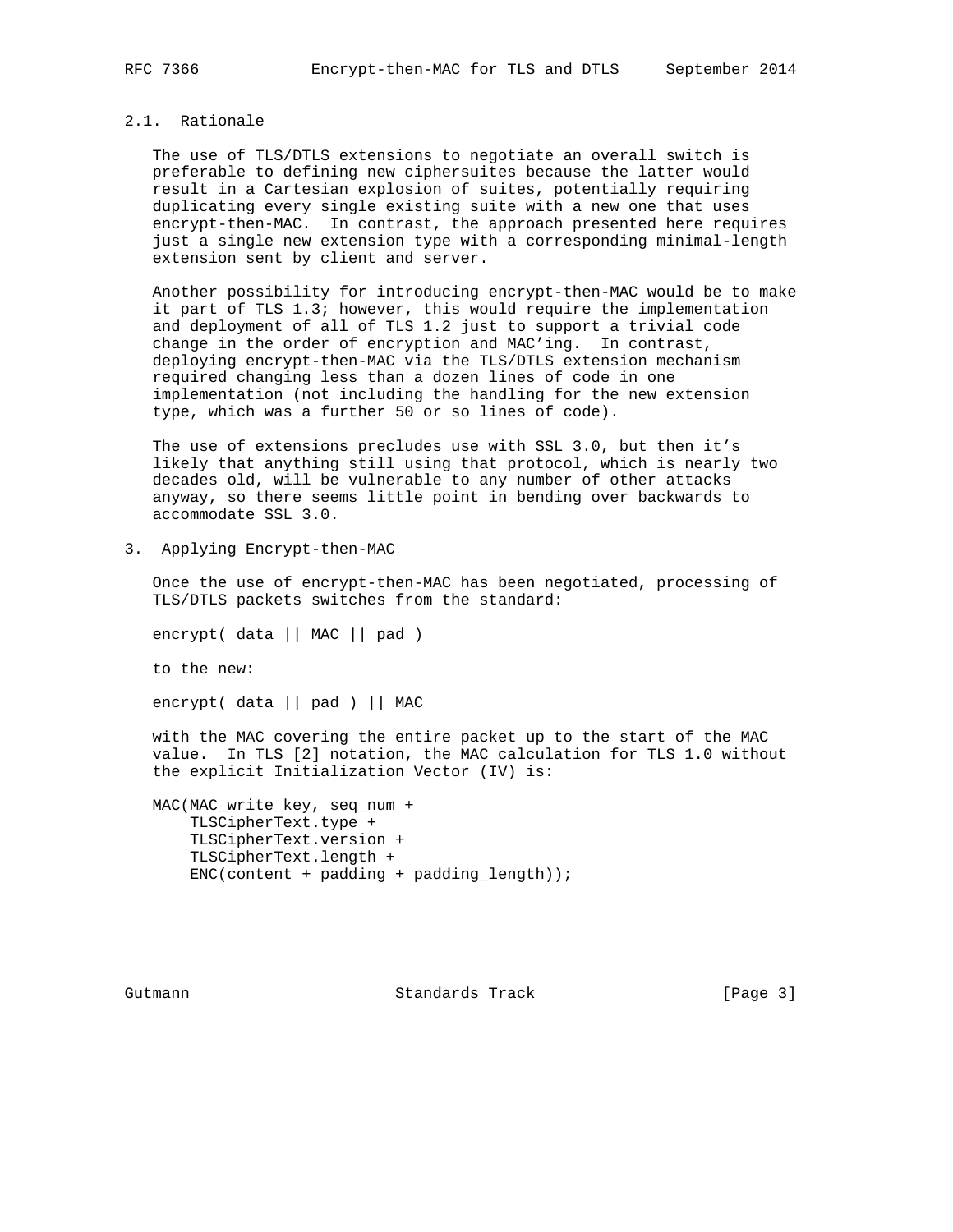### 2.1. Rationale

The use of TLS/DTLS extensions to negotiate an overall switch is preferable to defining new ciphersuites because the latter would result in a Cartesian explosion of suites, potentially requiring duplicating every single existing suite with a new one that uses encrypt-then-MAC. In contrast, the approach presented here requires just a single new extension type with a corresponding minimal-length extension sent by client and server.

Another possibility for introducing encrypt-then-MAC would be to make it part of TLS 1.3; however, this would require the implementation and deployment of all of TLS 1.2 just to support a trivial code change in the order of encryption and MAC'ing. In contrast, deploying encrypt-then-MAC via the TLS/DTLS extension mechanism required changing less than a dozen lines of code in one implementation (not including the handling for the new extension type, which was a further 50 or so lines of code).

The use of extensions precludes use with SSL 3.0, but then it's likely that anything still using that protocol, which is nearly two decades old, will be vulnerable to any number of other attacks anyway, so there seems little point in bending over backwards to accommodate SSL 3.0.

## 3. Applying Encrypt-then-MAC

Once the use of encrypt-then-MAC has been negotiated, processing of TLS/DTLS packets switches from the standard:

```
encrypt( data || MAC || pad )
```

to the new:

```
encrypt( data || pad ) || MAC
```

with the MAC covering the entire packet up to the start of the MAC value. In TLS [2] notation, the MAC calculation for TLS 1.0 without the explicit Initialization Vector (IV) is:

```
MAC(MAC_write_key, seq_num +
    TLSCipherText.type +
    TLSCipherText.version +
    TLSCipherText.length +
    ENC(content + padding + padding_length));
```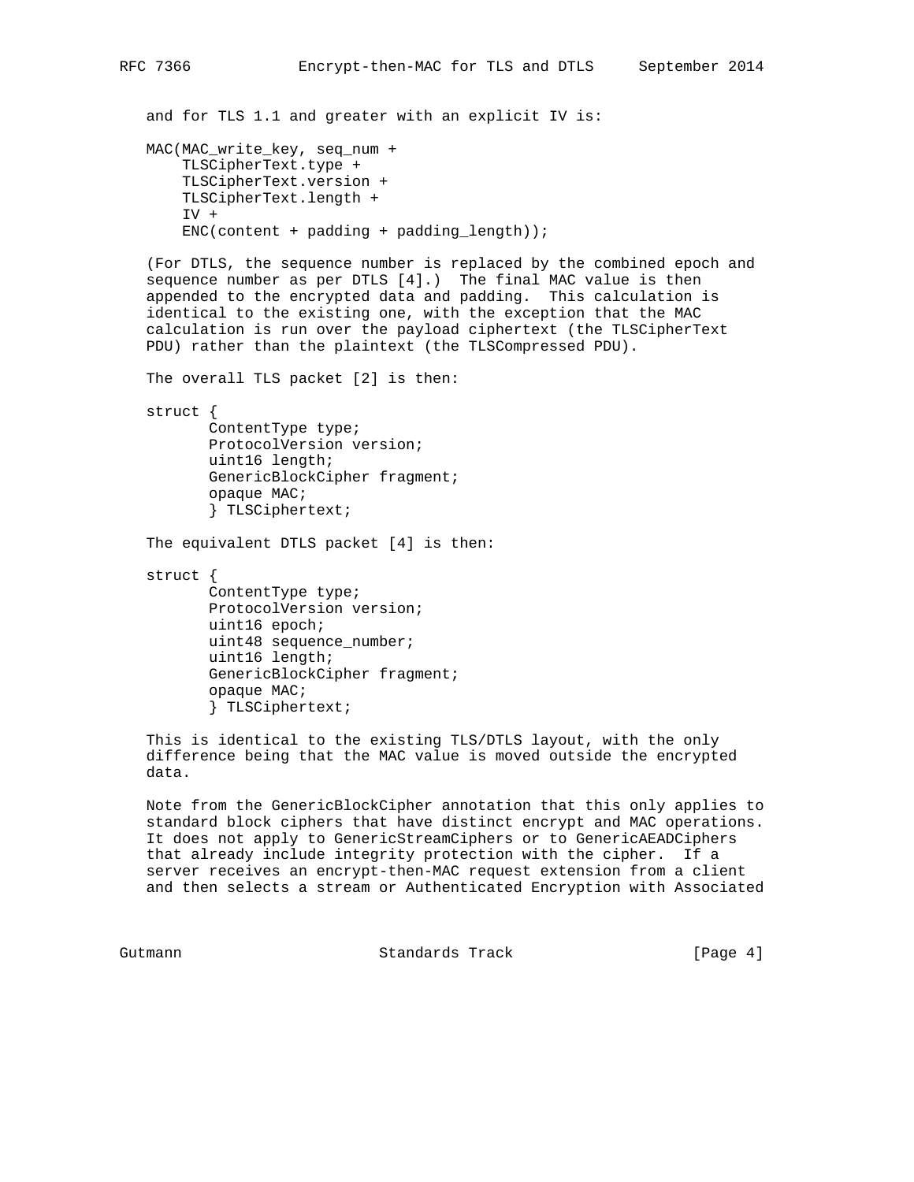and for TLS 1.1 and greater with an explicit IV is:

```
MAC(MAC_write_key, seq_num +
    TLSCipherText.type +
    TLSCipherText.version +
    TLSCipherText.length +
    IV +
    ENC(content + padding + padding_length));
```

(For DTLS, the sequence number is replaced by the combined epoch and sequence number as per DTLS [4].) The final MAC value is then appended to the encrypted data and padding. This calculation is identical to the existing one, with the exception that the MAC calculation is run over the payload ciphertext (the TLSCipherText PDU) rather than the plaintext (the TLSCompressed PDU).

The overall TLS packet [2] is then:

```
struct {
       ContentType type;
       ProtocolVersion version;
       uint16 length;
       GenericBlockCipher fragment;
       opaque MAC;
       } TLSCiphertext;
```

The equivalent DTLS packet [4] is then:

```
struct {
       ContentType type;
       ProtocolVersion version;
       uint16 epoch;
       uint48 sequence_number;
       uint16 length;
       GenericBlockCipher fragment;
       opaque MAC;
       } TLSCiphertext;
```

This is identical to the existing TLS/DTLS layout, with the only difference being that the MAC value is moved outside the encrypted data.

Note from the GenericBlockCipher annotation that this only applies to standard block ciphers that have distinct encrypt and MAC operations. It does not apply to GenericStreamCiphers or to GenericAEADCiphers that already include integrity protection with the cipher. If a server receives an encrypt-then-MAC request extension from a client and then selects a stream or Authenticated Encryption with Associated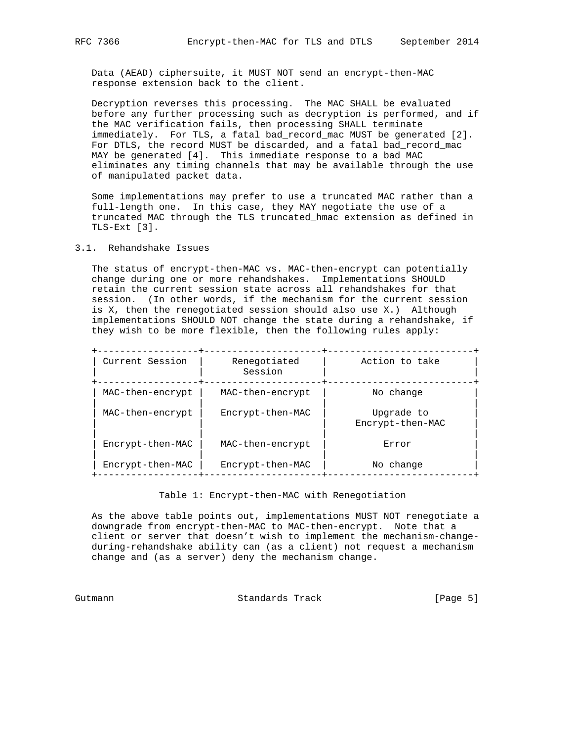Data (AEAD) ciphersuite, it MUST NOT send an encrypt-then-MAC response extension back to the client.

Decryption reverses this processing. The MAC SHALL be evaluated before any further processing such as decryption is performed, and if the MAC verification fails, then processing SHALL terminate immediately. For TLS, a fatal bad_record_mac MUST be generated [2]. For DTLS, the record MUST be discarded, and a fatal bad_record_mac MAY be generated [4]. This immediate response to a bad MAC eliminates any timing channels that may be available through the use of manipulated packet data.

Some implementations may prefer to use a truncated MAC rather than a full-length one. In this case, they MAY negotiate the use of a truncated MAC through the TLS truncated_hmac extension as defined in TLS-Ext [3].

## 3.1. Rehandshake Issues

The status of encrypt-then-MAC vs. MAC-then-encrypt can potentially change during one or more rehandshakes. Implementations SHOULD retain the current session state across all rehandshakes for that session. (In other words, if the mechanism for the current session is X, then the renegotiated session should also use X.) Although implementations SHOULD NOT change the state during a rehandshake, if they wish to be more flexible, then the following rules apply:

| Current Session | Renegotiated Session | Action to take |
|---|---|---|
| MAC-then-encrypt | MAC-then-encrypt | No change |
| MAC-then-encrypt | Encrypt-then-MAC | Upgrade to Encrypt-then-MAC |
| Encrypt-then-MAC | MAC-then-encrypt | Error |
| Encrypt-then-MAC | Encrypt-then-MAC | No change |

Table 1: Encrypt-then-MAC with Renegotiation

As the above table points out, implementations MUST NOT renegotiate a downgrade from encrypt-then-MAC to MAC-then-encrypt. Note that a client or server that doesn't wish to implement the mechanism-change-during-rehandshake ability can (as a client) not request a mechanism change and (as a server) deny the mechanism change.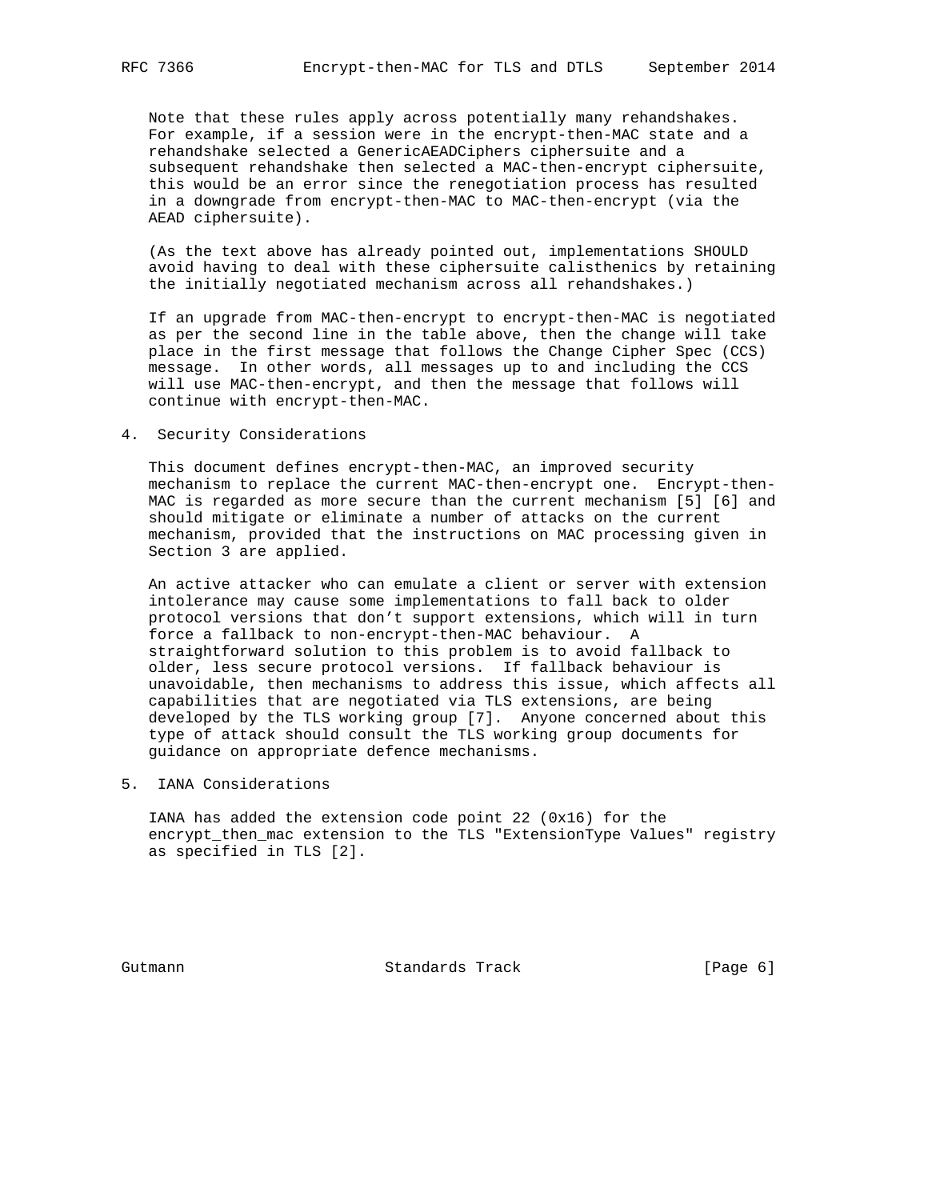Note that these rules apply across potentially many rehandshakes. For example, if a session were in the encrypt-then-MAC state and a rehandshake selected a GenericAEADCiphers ciphersuite and a subsequent rehandshake then selected a MAC-then-encrypt ciphersuite, this would be an error since the renegotiation process has resulted in a downgrade from encrypt-then-MAC to MAC-then-encrypt (via the AEAD ciphersuite).

(As the text above has already pointed out, implementations SHOULD avoid having to deal with these ciphersuite calisthenics by retaining the initially negotiated mechanism across all rehandshakes.)

If an upgrade from MAC-then-encrypt to encrypt-then-MAC is negotiated as per the second line in the table above, then the change will take place in the first message that follows the Change Cipher Spec (CCS) message. In other words, all messages up to and including the CCS will use MAC-then-encrypt, and then the message that follows will continue with encrypt-then-MAC.

## 4. Security Considerations

This document defines encrypt-then-MAC, an improved security mechanism to replace the current MAC-then-encrypt one. Encrypt-then-MAC is regarded as more secure than the current mechanism [5] [6] and should mitigate or eliminate a number of attacks on the current mechanism, provided that the instructions on MAC processing given in Section 3 are applied.

An active attacker who can emulate a client or server with extension intolerance may cause some implementations to fall back to older protocol versions that don't support extensions, which will in turn force a fallback to non-encrypt-then-MAC behaviour. A straightforward solution to this problem is to avoid fallback to older, less secure protocol versions. If fallback behaviour is unavoidable, then mechanisms to address this issue, which affects all capabilities that are negotiated via TLS extensions, are being developed by the TLS working group [7]. Anyone concerned about this type of attack should consult the TLS working group documents for guidance on appropriate defence mechanisms.

## 5. IANA Considerations

IANA has added the extension code point 22 (0x16) for the encrypt_then_mac extension to the TLS "ExtensionType Values" registry as specified in TLS [2].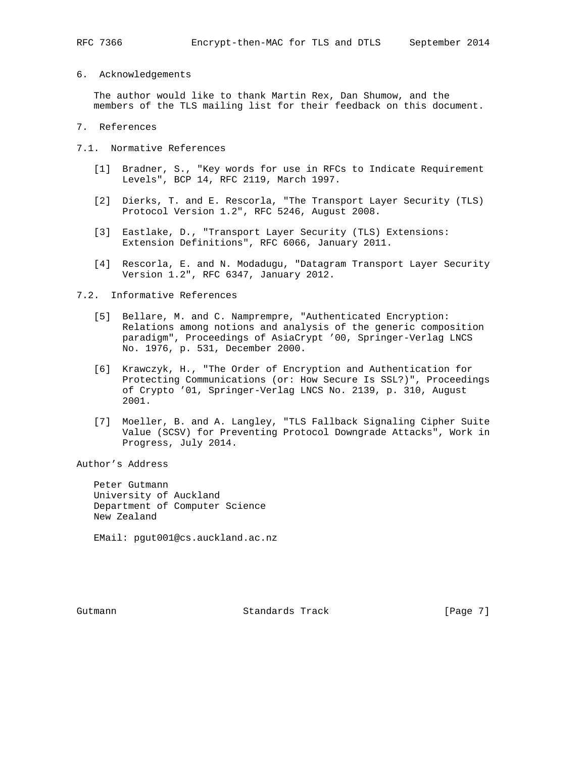## 6. Acknowledgements

The author would like to thank Martin Rex, Dan Shumow, and the members of the TLS mailing list for their feedback on this document.

## 7. References

### 7.1. Normative References

[1] Bradner, S., "Key words for use in RFCs to Indicate Requirement Levels", BCP 14, RFC 2119, March 1997.

[2] Dierks, T. and E. Rescorla, "The Transport Layer Security (TLS) Protocol Version 1.2", RFC 5246, August 2008.

[3] Eastlake, D., "Transport Layer Security (TLS) Extensions: Extension Definitions", RFC 6066, January 2011.

[4] Rescorla, E. and N. Modadugu, "Datagram Transport Layer Security Version 1.2", RFC 6347, January 2012.

### 7.2. Informative References

[5] Bellare, M. and C. Namprempre, "Authenticated Encryption: Relations among notions and analysis of the generic composition paradigm", Proceedings of AsiaCrypt '00, Springer-Verlag LNCS No. 1976, p. 531, December 2000.

[6] Krawczyk, H., "The Order of Encryption and Authentication for Protecting Communications (or: How Secure Is SSL?)", Proceedings of Crypto '01, Springer-Verlag LNCS No. 2139, p. 310, August 2001.

[7] Moeller, B. and A. Langley, "TLS Fallback Signaling Cipher Suite Value (SCSV) for Preventing Protocol Downgrade Attacks", Work in Progress, July 2014.

## Author's Address

Peter Gutmann
University of Auckland
Department of Computer Science
New Zealand

EMail: pgut001@cs.auckland.ac.nz